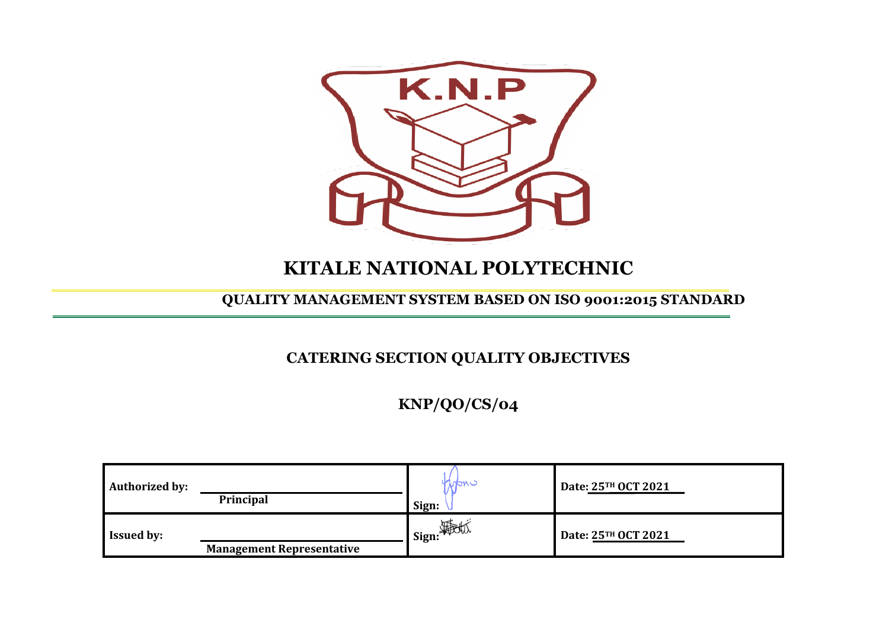K.N.P

# KITALE NATIONAL POLYTECHNIC

## QUALITY MANAGEMENT SYSTEM BASED ON ISO 9001:2015 STANDARD

## CATERING SECTION QUALITY OBJECTIVES

## KNP/QO/CS/04

| | | | |
|---|---|---|---|
| **Authorized by:** | **Principal** | **Sign:** | **Date: 25TH OCT 2021** |
| **Issued by:** | **Management Representative** | **Sign:** | **Date: 25TH OCT 2021** |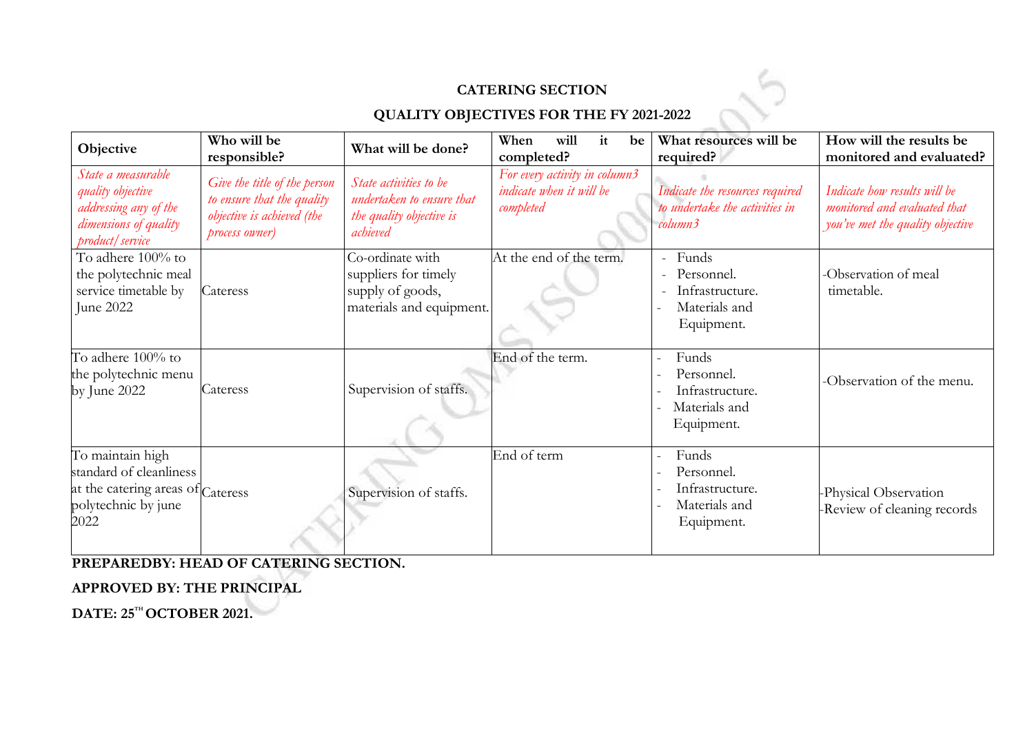**CATERING SECTION**

**QUALITY OBJECTIVES FOR THE FY 2021-2022**

| Objective | Who will be responsible? | What will be done? | When will it be completed? | What resources will be required? | How will the results be monitored and evaluated? |
|---|---|---|---|---|---|
| *State a measurable quality objective addressing any of the dimensions of quality product/service* | *Give the title of the person to ensure that the quality objective is achieved (the process owner)* | *State activities to be undertaken to ensure that the quality objective is achieved* | *For every activity in column3 indicate when it will be completed* | *Indicate the resources required to undertake the activities in column3* | *Indicate how results will be monitored and evaluated that you've met the quality objective* |
| To adhere 100% to the polytechnic meal service timetable by June 2022 | Cateress | Co-ordinate with suppliers for timely supply of goods, materials and equipment. | At the end of the term. | - Funds<br>- Personnel.<br>- Infrastructure.<br>- Materials and Equipment. | -Observation of meal timetable. |
| To adhere 100% to the polytechnic menu by June 2022 | Cateress | Supervision of staffs. | End of the term. | - Funds<br>- Personnel.<br>- Infrastructure.<br>- Materials and Equipment. | -Observation of the menu. |
| To maintain high standard of cleanliness at the catering areas of polytechnic by june 2022 | Cateress | Supervision of staffs. | End of term | - Funds<br>- Personnel.<br>- Infrastructure.<br>- Materials and Equipment. | -Physical Observation<br>-Review of cleaning records |

**PREPAREDBY: HEAD OF CATERING SECTION.**

**APPROVED BY: THE PRINCIPAL**

**DATE: 25TH OCTOBER 2021.**